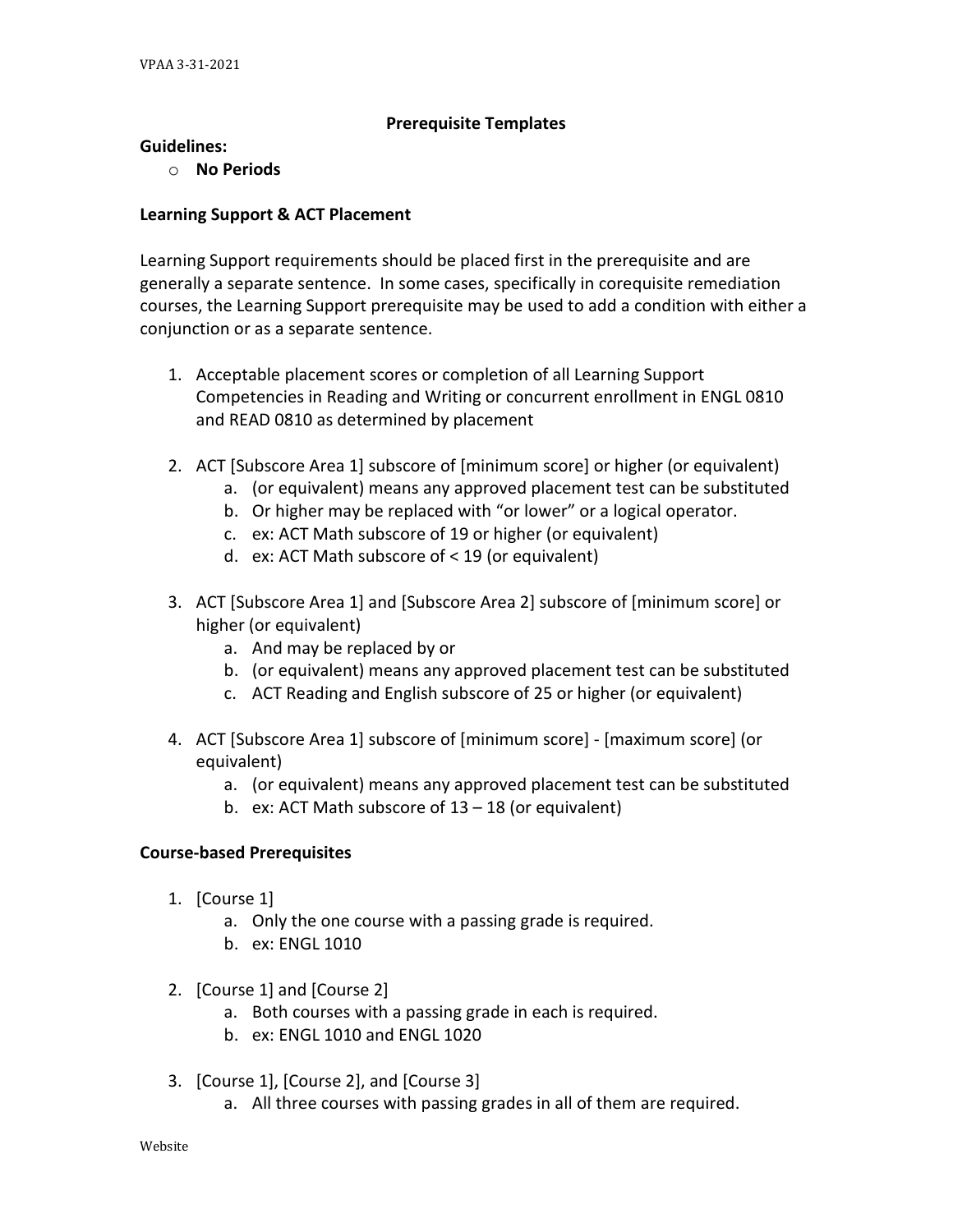# Prerequisite Templates

**Guidelines:**

- **No Periods**

**Learning Support & ACT Placement**

Learning Support requirements should be placed first in the prerequisite and are generally a separate sentence. In some cases, specifically in corequisite remediation courses, the Learning Support prerequisite may be used to add a condition with either a conjunction or as a separate sentence.

1. Acceptable placement scores or completion of all Learning Support Competencies in Reading and Writing or concurrent enrollment in ENGL 0810 and READ 0810 as determined by placement

2. ACT [Subscore Area 1] subscore of [minimum score] or higher (or equivalent)
   a. (or equivalent) means any approved placement test can be substituted
   b. Or higher may be replaced with "or lower" or a logical operator.
   c. ex: ACT Math subscore of 19 or higher (or equivalent)
   d. ex: ACT Math subscore of < 19 (or equivalent)

3. ACT [Subscore Area 1] and [Subscore Area 2] subscore of [minimum score] or higher (or equivalent)
   a. And may be replaced by or
   b. (or equivalent) means any approved placement test can be substituted
   c. ACT Reading and English subscore of 25 or higher (or equivalent)

4. ACT [Subscore Area 1] subscore of [minimum score] - [maximum score] (or equivalent)
   a. (or equivalent) means any approved placement test can be substituted
   b. ex: ACT Math subscore of 13 – 18 (or equivalent)

**Course-based Prerequisites**

1. [Course 1]
   a. Only the one course with a passing grade is required.
   b. ex: ENGL 1010

2. [Course 1] and [Course 2]
   a. Both courses with a passing grade in each is required.
   b. ex: ENGL 1010 and ENGL 1020

3. [Course 1], [Course 2], and [Course 3]
   a. All three courses with passing grades in all of them are required.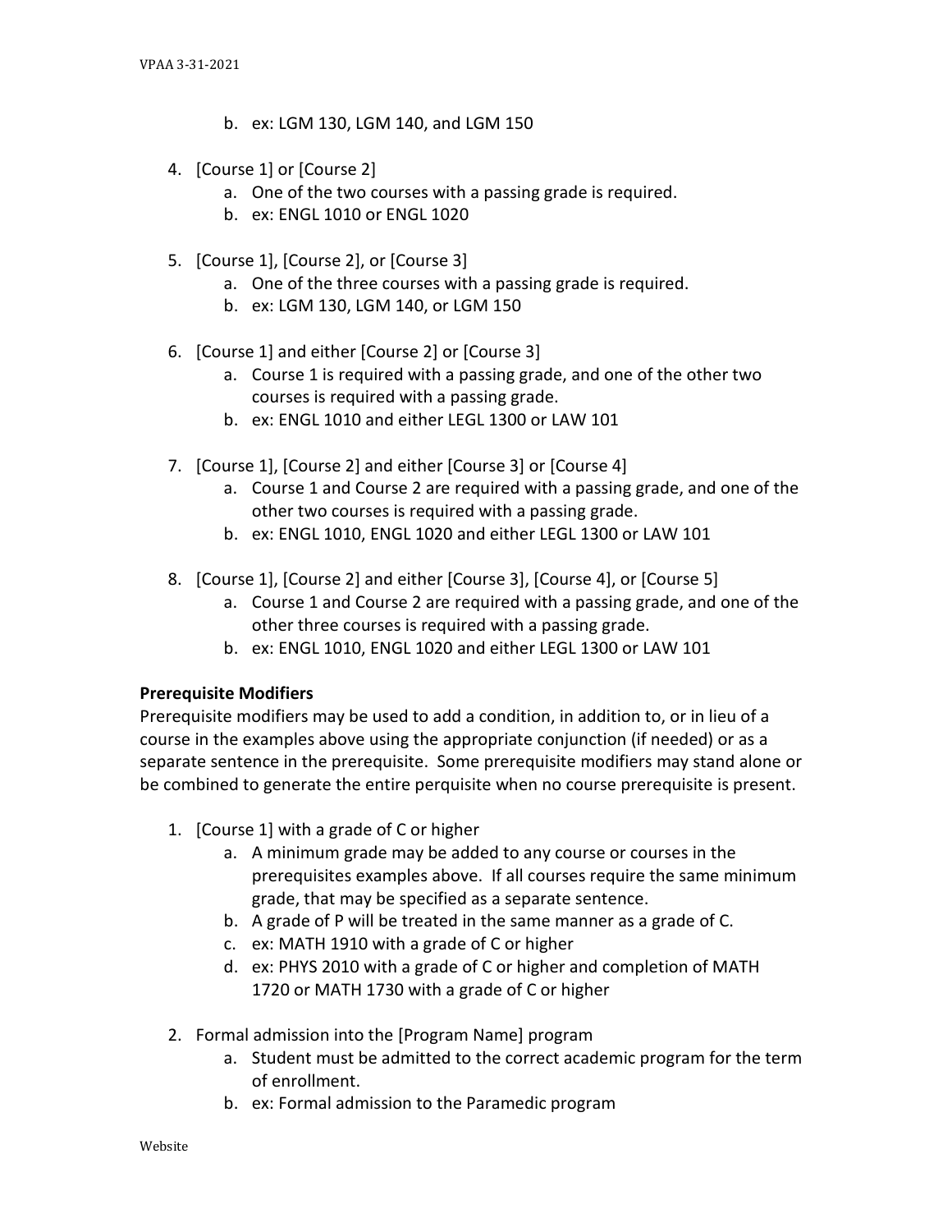b. ex: LGM 130, LGM 140, and LGM 150

4. [Course 1] or [Course 2]
   a. One of the two courses with a passing grade is required.
   b. ex: ENGL 1010 or ENGL 1020

5. [Course 1], [Course 2], or [Course 3]
   a. One of the three courses with a passing grade is required.
   b. ex: LGM 130, LGM 140, or LGM 150

6. [Course 1] and either [Course 2] or [Course 3]
   a. Course 1 is required with a passing grade, and one of the other two courses is required with a passing grade.
   b. ex: ENGL 1010 and either LEGL 1300 or LAW 101

7. [Course 1], [Course 2] and either [Course 3] or [Course 4]
   a. Course 1 and Course 2 are required with a passing grade, and one of the other two courses is required with a passing grade.
   b. ex: ENGL 1010, ENGL 1020 and either LEGL 1300 or LAW 101

8. [Course 1], [Course 2] and either [Course 3], [Course 4], or [Course 5]
   a. Course 1 and Course 2 are required with a passing grade, and one of the other three courses is required with a passing grade.
   b. ex: ENGL 1010, ENGL 1020 and either LEGL 1300 or LAW 101

**Prerequisite Modifiers**

Prerequisite modifiers may be used to add a condition, in addition to, or in lieu of a course in the examples above using the appropriate conjunction (if needed) or as a separate sentence in the prerequisite. Some prerequisite modifiers may stand alone or be combined to generate the entire perquisite when no course prerequisite is present.

1. [Course 1] with a grade of C or higher
   a. A minimum grade may be added to any course or courses in the prerequisites examples above. If all courses require the same minimum grade, that may be specified as a separate sentence.
   b. A grade of P will be treated in the same manner as a grade of C.
   c. ex: MATH 1910 with a grade of C or higher
   d. ex: PHYS 2010 with a grade of C or higher and completion of MATH 1720 or MATH 1730 with a grade of C or higher

2. Formal admission into the [Program Name] program
   a. Student must be admitted to the correct academic program for the term of enrollment.
   b. ex: Formal admission to the Paramedic program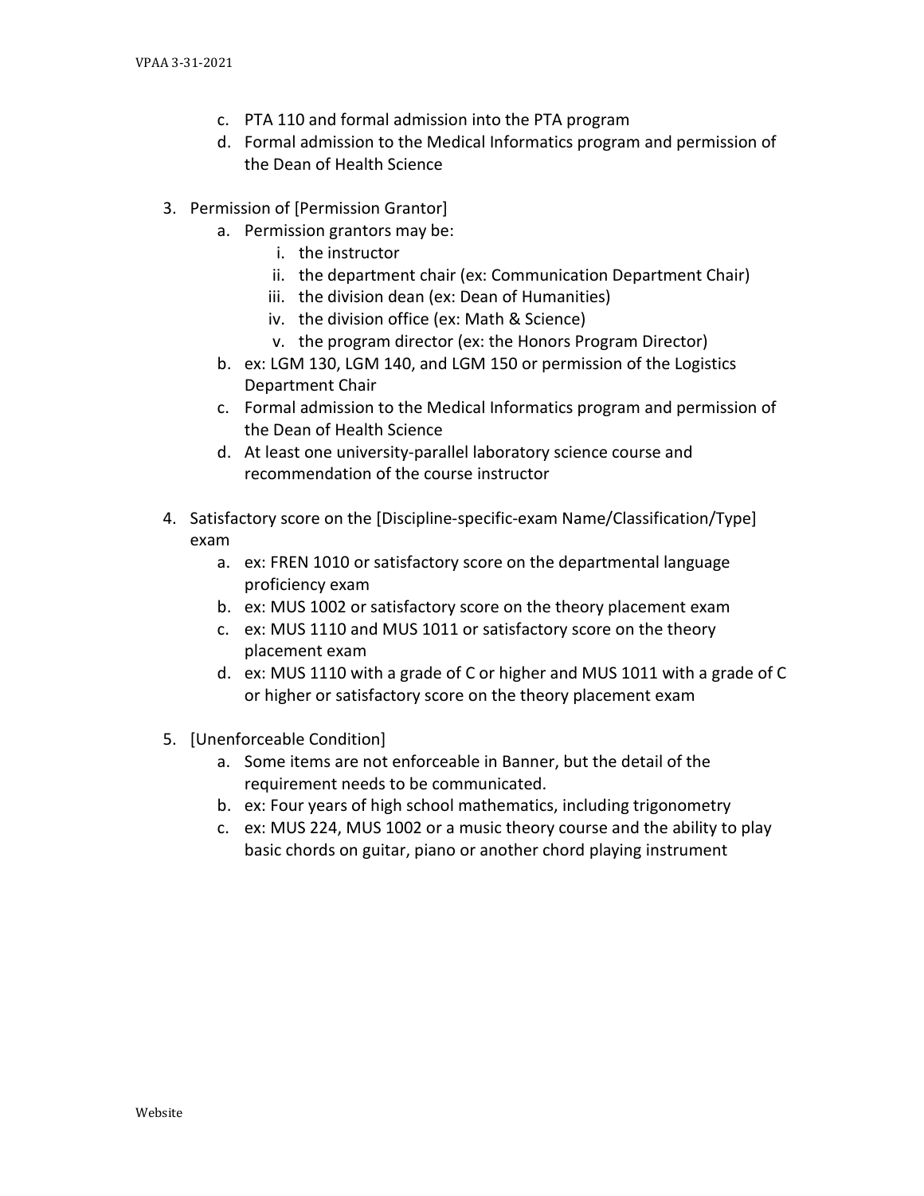c. PTA 110 and formal admission into the PTA program
   d. Formal admission to the Medical Informatics program and permission of the Dean of Health Science

3. Permission of [Permission Grantor]
   a. Permission grantors may be:
      i. the instructor
      ii. the department chair (ex: Communication Department Chair)
      iii. the division dean (ex: Dean of Humanities)
      iv. the division office (ex: Math & Science)
      v. the program director (ex: the Honors Program Director)
   b. ex: LGM 130, LGM 140, and LGM 150 or permission of the Logistics Department Chair
   c. Formal admission to the Medical Informatics program and permission of the Dean of Health Science
   d. At least one university-parallel laboratory science course and recommendation of the course instructor

4. Satisfactory score on the [Discipline-specific-exam Name/Classification/Type] exam
   a. ex: FREN 1010 or satisfactory score on the departmental language proficiency exam
   b. ex: MUS 1002 or satisfactory score on the theory placement exam
   c. ex: MUS 1110 and MUS 1011 or satisfactory score on the theory placement exam
   d. ex: MUS 1110 with a grade of C or higher and MUS 1011 with a grade of C or higher or satisfactory score on the theory placement exam

5. [Unenforceable Condition]
   a. Some items are not enforceable in Banner, but the detail of the requirement needs to be communicated.
   b. ex: Four years of high school mathematics, including trigonometry
   c. ex: MUS 224, MUS 1002 or a music theory course and the ability to play basic chords on guitar, piano or another chord playing instrument